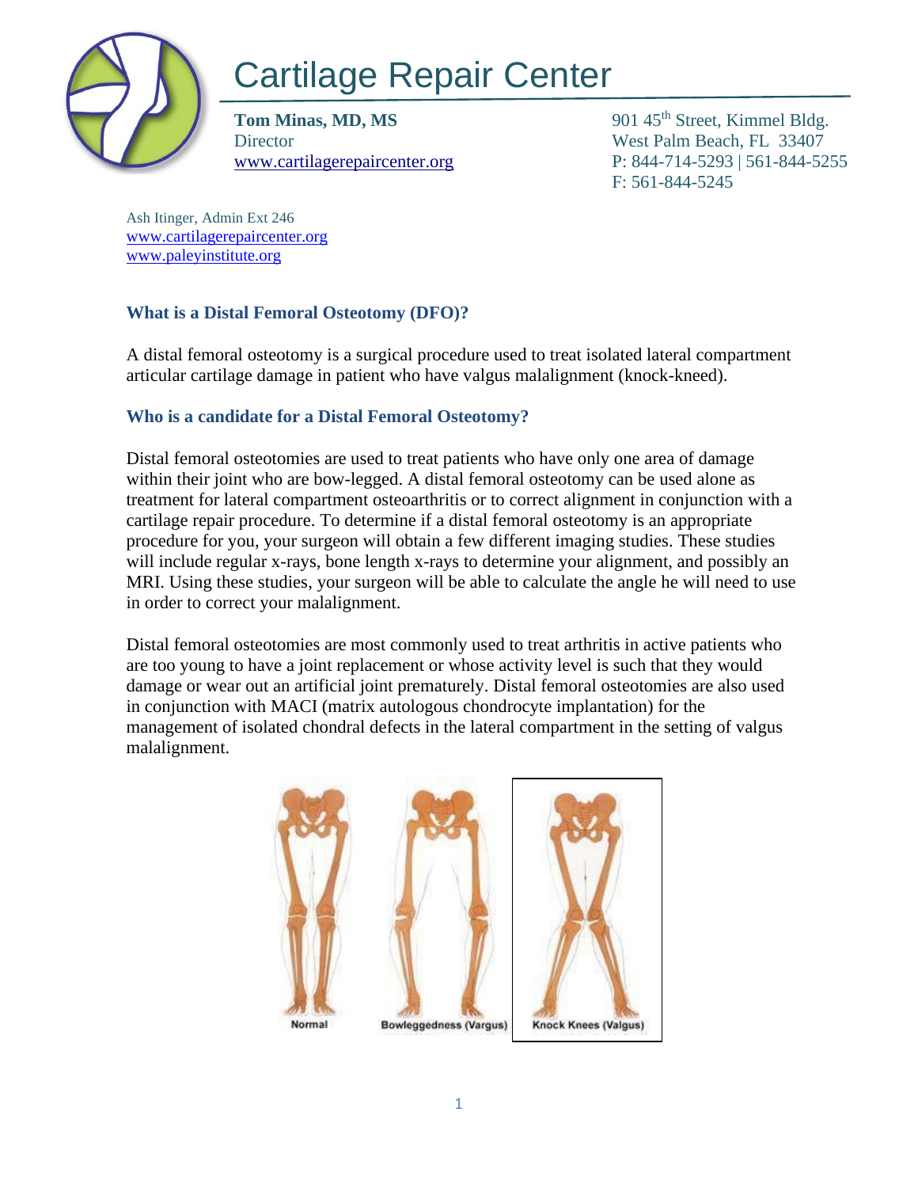# Cartilage Repair Center

**Tom Minas, MD, MS**
Director
www.cartilagerepaircenter.org

901 45th Street, Kimmel Bldg.
West Palm Beach, FL 33407
P: 844-714-5293 | 561-844-5255
F: 561-844-5245

Ash Itinger, Admin Ext 246
www.cartilagerepaircenter.org
www.paleyinstitute.org

### What is a Distal Femoral Osteotomy (DFO)?

A distal femoral osteotomy is a surgical procedure used to treat isolated lateral compartment articular cartilage damage in patient who have valgus malalignment (knock-kneed).

### Who is a candidate for a Distal Femoral Osteotomy?

Distal femoral osteotomies are used to treat patients who have only one area of damage within their joint who are bow-legged. A distal femoral osteotomy can be used alone as treatment for lateral compartment osteoarthritis or to correct alignment in conjunction with a cartilage repair procedure. To determine if a distal femoral osteotomy is an appropriate procedure for you, your surgeon will obtain a few different imaging studies. These studies will include regular x-rays, bone length x-rays to determine your alignment, and possibly an MRI. Using these studies, your surgeon will be able to calculate the angle he will need to use in order to correct your malalignment.

Distal femoral osteotomies are most commonly used to treat arthritis in active patients who are too young to have a joint replacement or whose activity level is such that they would damage or wear out an artificial joint prematurely. Distal femoral osteotomies are also used in conjunction with MACI (matrix autologous chondrocyte implantation) for the management of isolated chondral defects in the lateral compartment in the setting of valgus malalignment.

Normal | Bowleggedness (Vargus) | Knock Knees (Valgus)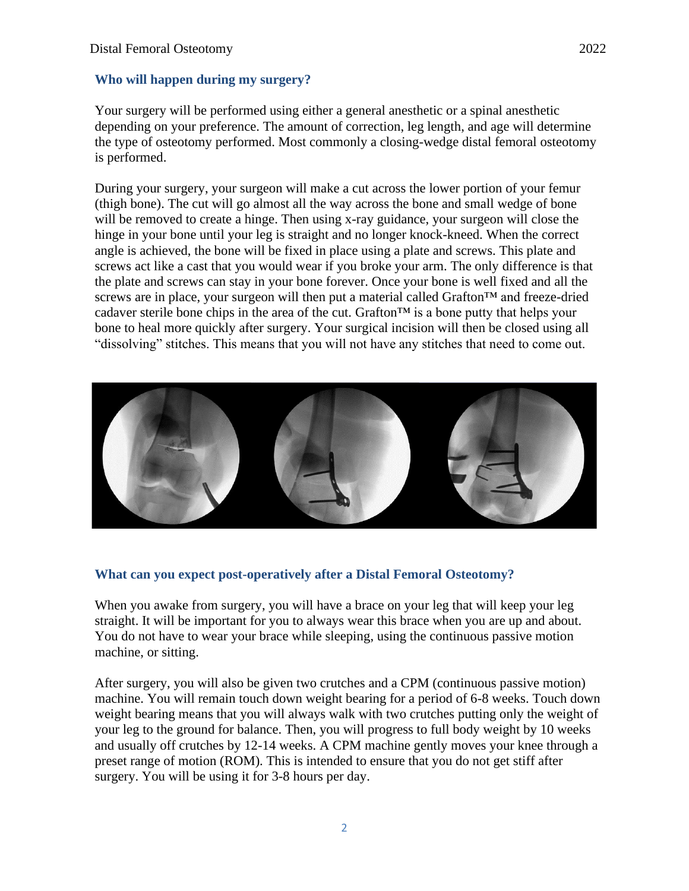## Who will happen during my surgery?

Your surgery will be performed using either a general anesthetic or a spinal anesthetic depending on your preference. The amount of correction, leg length, and age will determine the type of osteotomy performed. Most commonly a closing-wedge distal femoral osteotomy is performed.

During your surgery, your surgeon will make a cut across the lower portion of your femur (thigh bone). The cut will go almost all the way across the bone and small wedge of bone will be removed to create a hinge. Then using x-ray guidance, your surgeon will close the hinge in your bone until your leg is straight and no longer knock-kneed. When the correct angle is achieved, the bone will be fixed in place using a plate and screws. This plate and screws act like a cast that you would wear if you broke your arm. The only difference is that the plate and screws can stay in your bone forever. Once your bone is well fixed and all the screws are in place, your surgeon will then put a material called Grafton™ and freeze-dried cadaver sterile bone chips in the area of the cut. Grafton™ is a bone putty that helps your bone to heal more quickly after surgery. Your surgical incision will then be closed using all "dissolving" stitches. This means that you will not have any stitches that need to come out.

## What can you expect post-operatively after a Distal Femoral Osteotomy?

When you awake from surgery, you will have a brace on your leg that will keep your leg straight. It will be important for you to always wear this brace when you are up and about. You do not have to wear your brace while sleeping, using the continuous passive motion machine, or sitting.

After surgery, you will also be given two crutches and a CPM (continuous passive motion) machine. You will remain touch down weight bearing for a period of 6-8 weeks. Touch down weight bearing means that you will always walk with two crutches putting only the weight of your leg to the ground for balance. Then, you will progress to full body weight by 10 weeks and usually off crutches by 12-14 weeks. A CPM machine gently moves your knee through a preset range of motion (ROM). This is intended to ensure that you do not get stiff after surgery. You will be using it for 3-8 hours per day.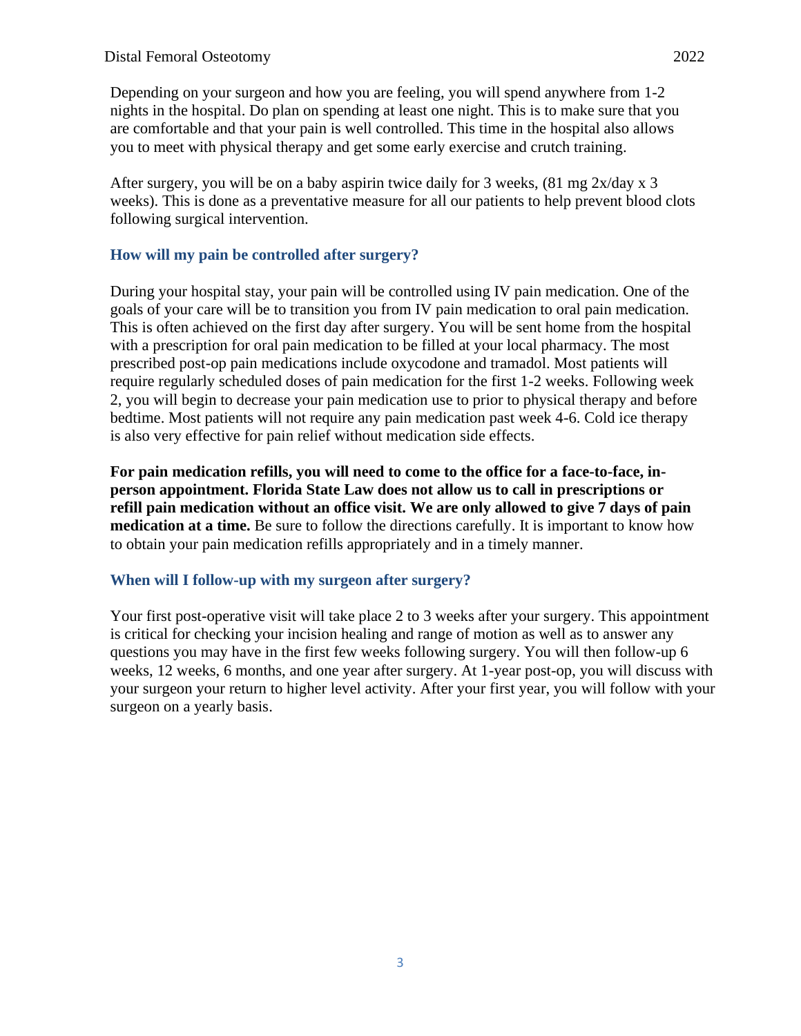Depending on your surgeon and how you are feeling, you will spend anywhere from 1-2 nights in the hospital. Do plan on spending at least one night. This is to make sure that you are comfortable and that your pain is well controlled. This time in the hospital also allows you to meet with physical therapy and get some early exercise and crutch training.

After surgery, you will be on a baby aspirin twice daily for 3 weeks, (81 mg 2x/day x 3 weeks). This is done as a preventative measure for all our patients to help prevent blood clots following surgical intervention.

### How will my pain be controlled after surgery?

During your hospital stay, your pain will be controlled using IV pain medication. One of the goals of your care will be to transition you from IV pain medication to oral pain medication. This is often achieved on the first day after surgery. You will be sent home from the hospital with a prescription for oral pain medication to be filled at your local pharmacy. The most prescribed post-op pain medications include oxycodone and tramadol. Most patients will require regularly scheduled doses of pain medication for the first 1-2 weeks. Following week 2, you will begin to decrease your pain medication use to prior to physical therapy and before bedtime. Most patients will not require any pain medication past week 4-6. Cold ice therapy is also very effective for pain relief without medication side effects.

**For pain medication refills, you will need to come to the office for a face-to-face, in-person appointment. Florida State Law does not allow us to call in prescriptions or refill pain medication without an office visit. We are only allowed to give 7 days of pain medication at a time.** Be sure to follow the directions carefully. It is important to know how to obtain your pain medication refills appropriately and in a timely manner.

### When will I follow-up with my surgeon after surgery?

Your first post-operative visit will take place 2 to 3 weeks after your surgery. This appointment is critical for checking your incision healing and range of motion as well as to answer any questions you may have in the first few weeks following surgery. You will then follow-up 6 weeks, 12 weeks, 6 months, and one year after surgery. At 1-year post-op, you will discuss with your surgeon your return to higher level activity. After your first year, you will follow with your surgeon on a yearly basis.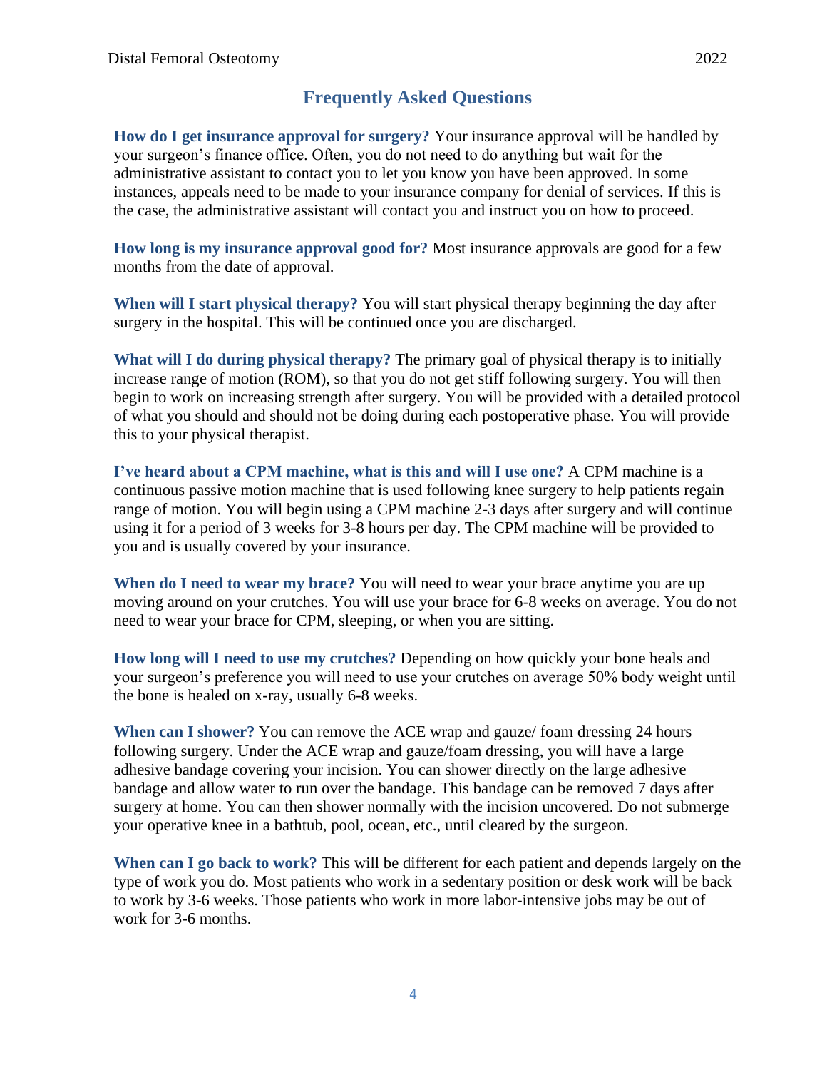## Frequently Asked Questions

**How do I get insurance approval for surgery?** Your insurance approval will be handled by your surgeon's finance office. Often, you do not need to do anything but wait for the administrative assistant to contact you to let you know you have been approved. In some instances, appeals need to be made to your insurance company for denial of services. If this is the case, the administrative assistant will contact you and instruct you on how to proceed.

**How long is my insurance approval good for?** Most insurance approvals are good for a few months from the date of approval.

**When will I start physical therapy?** You will start physical therapy beginning the day after surgery in the hospital. This will be continued once you are discharged.

**What will I do during physical therapy?** The primary goal of physical therapy is to initially increase range of motion (ROM), so that you do not get stiff following surgery. You will then begin to work on increasing strength after surgery. You will be provided with a detailed protocol of what you should and should not be doing during each postoperative phase. You will provide this to your physical therapist.

**I've heard about a CPM machine, what is this and will I use one?** A CPM machine is a continuous passive motion machine that is used following knee surgery to help patients regain range of motion. You will begin using a CPM machine 2-3 days after surgery and will continue using it for a period of 3 weeks for 3-8 hours per day. The CPM machine will be provided to you and is usually covered by your insurance.

**When do I need to wear my brace?** You will need to wear your brace anytime you are up moving around on your crutches. You will use your brace for 6-8 weeks on average. You do not need to wear your brace for CPM, sleeping, or when you are sitting.

**How long will I need to use my crutches?** Depending on how quickly your bone heals and your surgeon's preference you will need to use your crutches on average 50% body weight until the bone is healed on x-ray, usually 6-8 weeks.

**When can I shower?** You can remove the ACE wrap and gauze/ foam dressing 24 hours following surgery. Under the ACE wrap and gauze/foam dressing, you will have a large adhesive bandage covering your incision. You can shower directly on the large adhesive bandage and allow water to run over the bandage. This bandage can be removed 7 days after surgery at home. You can then shower normally with the incision uncovered. Do not submerge your operative knee in a bathtub, pool, ocean, etc., until cleared by the surgeon.

**When can I go back to work?** This will be different for each patient and depends largely on the type of work you do. Most patients who work in a sedentary position or desk work will be back to work by 3-6 weeks. Those patients who work in more labor-intensive jobs may be out of work for 3-6 months.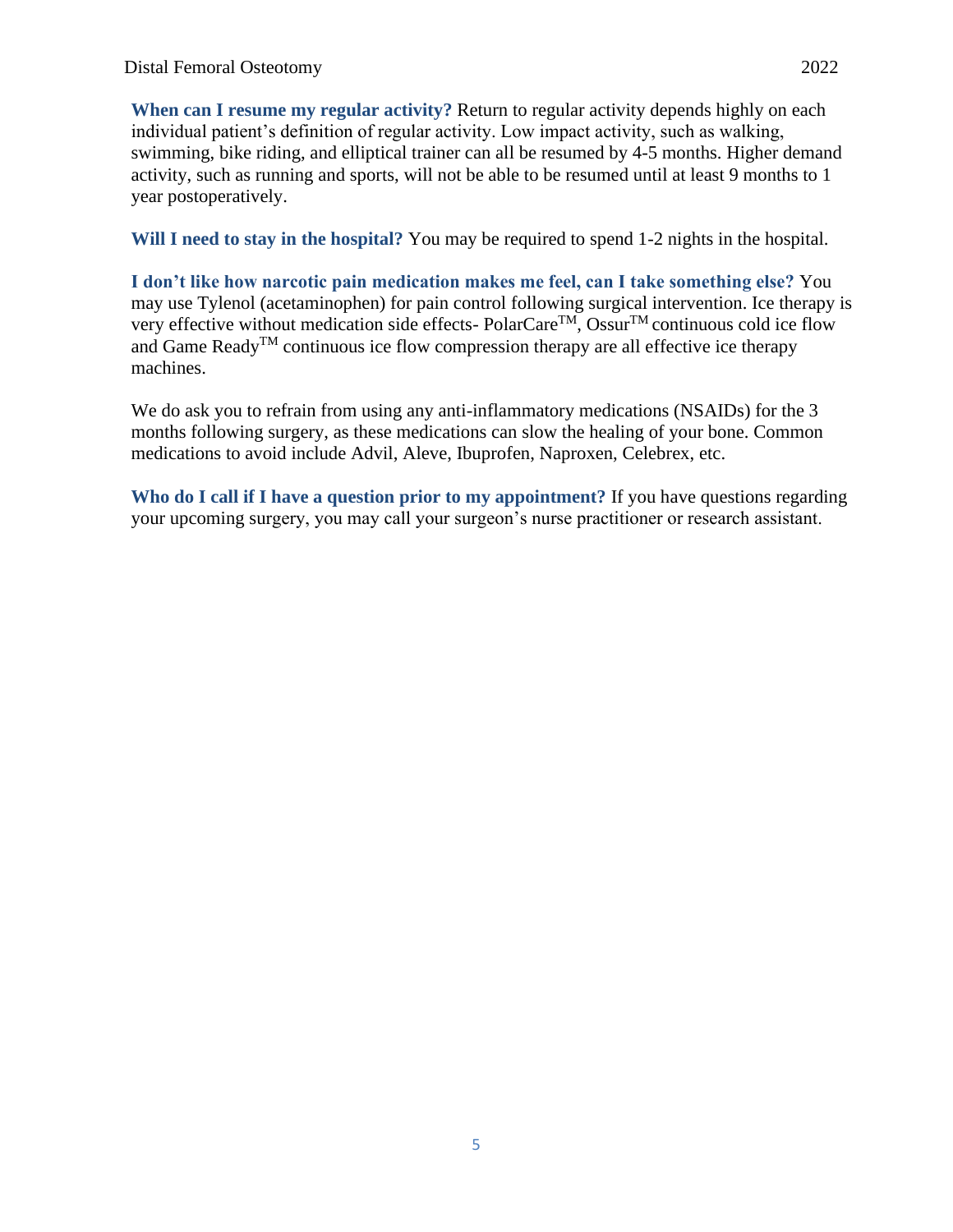**When can I resume my regular activity?** Return to regular activity depends highly on each individual patient's definition of regular activity. Low impact activity, such as walking, swimming, bike riding, and elliptical trainer can all be resumed by 4-5 months. Higher demand activity, such as running and sports, will not be able to be resumed until at least 9 months to 1 year postoperatively.

**Will I need to stay in the hospital?** You may be required to spend 1-2 nights in the hospital.

**I don't like how narcotic pain medication makes me feel, can I take something else?** You may use Tylenol (acetaminophen) for pain control following surgical intervention. Ice therapy is very effective without medication side effects- PolarCare™, Ossur™ continuous cold ice flow and Game Ready™ continuous ice flow compression therapy are all effective ice therapy machines.

We do ask you to refrain from using any anti-inflammatory medications (NSAIDs) for the 3 months following surgery, as these medications can slow the healing of your bone. Common medications to avoid include Advil, Aleve, Ibuprofen, Naproxen, Celebrex, etc.

**Who do I call if I have a question prior to my appointment?** If you have questions regarding your upcoming surgery, you may call your surgeon's nurse practitioner or research assistant.